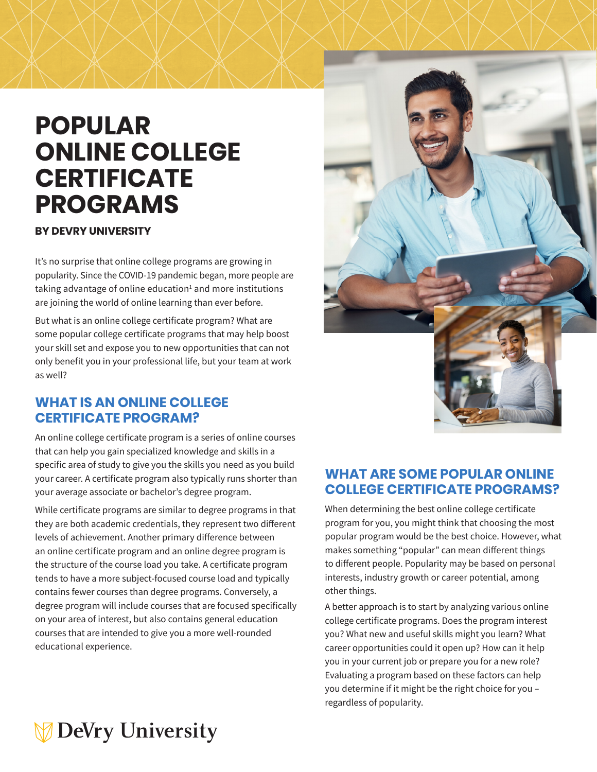# POPULAR ONLINE COLLEGE CERTIFICATE PROGRAMS

**BY DEVRY UNIVERSITY**

It's no surprise that online college programs are growing in popularity. Since the COVID-19 pandemic began, more people are taking advantage of online education[1] and more institutions are joining the world of online learning than ever before.

But what is an online college certificate program? What are some popular college certificate programs that may help boost your skill set and expose you to new opportunities that can not only benefit you in your professional life, but your team at work as well?

## WHAT IS AN ONLINE COLLEGE CERTIFICATE PROGRAM?

An online college certificate program is a series of online courses that can help you gain specialized knowledge and skills in a specific area of study to give you the skills you need as you build your career. A certificate program also typically runs shorter than your average associate or bachelor's degree program.

While certificate programs are similar to degree programs in that they are both academic credentials, they represent two different levels of achievement. Another primary difference between an online certificate program and an online degree program is the structure of the course load you take. A certificate program tends to have a more subject-focused course load and typically contains fewer courses than degree programs. Conversely, a degree program will include courses that are focused specifically on your area of interest, but also contains general education courses that are intended to give you a more well-rounded educational experience.

## WHAT ARE SOME POPULAR ONLINE COLLEGE CERTIFICATE PROGRAMS?

When determining the best online college certificate program for you, you might think that choosing the most popular program would be the best choice. However, what makes something "popular" can mean different things to different people. Popularity may be based on personal interests, industry growth or career potential, among other things.

A better approach is to start by analyzing various online college certificate programs. Does the program interest you? What new and useful skills might you learn? What career opportunities could it open up? How can it help you in your current job or prepare you for a new role? Evaluating a program based on these factors can help you determine if it might be the right choice for you – regardless of popularity.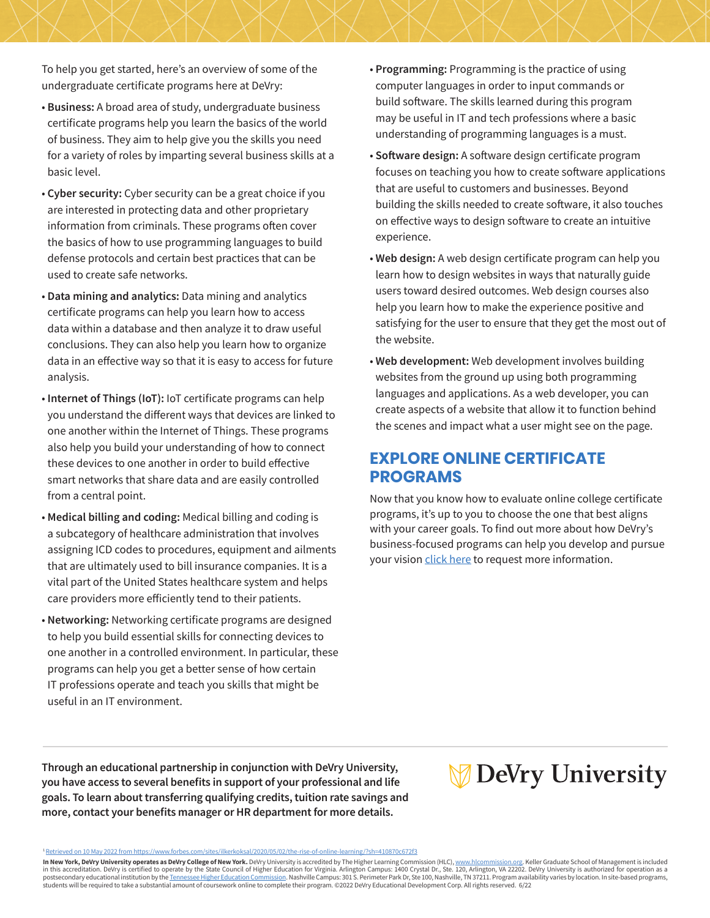To help you get started, here's an overview of some of the undergraduate certificate programs here at DeVry:

- **Business:** A broad area of study, undergraduate business certificate programs help you learn the basics of the world of business. They aim to help give you the skills you need for a variety of roles by imparting several business skills at a basic level.
- **Cyber security:** Cyber security can be a great choice if you are interested in protecting data and other proprietary information from criminals. These programs often cover the basics of how to use programming languages to build defense protocols and certain best practices that can be used to create safe networks.
- **Data mining and analytics:** Data mining and analytics certificate programs can help you learn how to access data within a database and then analyze it to draw useful conclusions. They can also help you learn how to organize data in an effective way so that it is easy to access for future analysis.
- **Internet of Things (IoT):** IoT certificate programs can help you understand the different ways that devices are linked to one another within the Internet of Things. These programs also help you build your understanding of how to connect these devices to one another in order to build effective smart networks that share data and are easily controlled from a central point.
- **Medical billing and coding:** Medical billing and coding is a subcategory of healthcare administration that involves assigning ICD codes to procedures, equipment and ailments that are ultimately used to bill insurance companies. It is a vital part of the United States healthcare system and helps care providers more efficiently tend to their patients.
- **Networking:** Networking certificate programs are designed to help you build essential skills for connecting devices to one another in a controlled environment. In particular, these programs can help you get a better sense of how certain IT professions operate and teach you skills that might be useful in an IT environment.
- **Programming:** Programming is the practice of using computer languages in order to input commands or build software. The skills learned during this program may be useful in IT and tech professions where a basic understanding of programming languages is a must.
- **Software design:** A software design certificate program focuses on teaching you how to create software applications that are useful to customers and businesses. Beyond building the skills needed to create software, it also touches on effective ways to design software to create an intuitive experience.
- **Web design:** A web design certificate program can help you learn how to design websites in ways that naturally guide users toward desired outcomes. Web design courses also help you learn how to make the experience positive and satisfying for the user to ensure that they get the most out of the website.
- **Web development:** Web development involves building websites from the ground up using both programming languages and applications. As a web developer, you can create aspects of a website that allow it to function behind the scenes and impact what a user might see on the page.

## EXPLORE ONLINE CERTIFICATE PROGRAMS

Now that you know how to evaluate online college certificate programs, it's up to you to choose the one that best aligns with your career goals. To find out more about how DeVry's business-focused programs can help you develop and pursue your vision click here to request more information.

**Through an educational partnership in conjunction with DeVry University, you have access to several benefits in support of your professional and life goals. To learn about transferring qualifying credits, tuition rate savings and more, contact your benefits manager or HR department for more details.**

DeVry University

[1] Retrieved on 10 May 2022 from https://www.forbes.com/sites/ilkerkoksal/2020/05/02/the-rise-of-online-learning/?sh=410870c672f3

**In New York, DeVry University operates as DeVry College of New York.** DeVry University is accredited by The Higher Learning Commission (HLC), www.hlcommission.org. Keller Graduate School of Management is included in this accreditation. DeVry is certified to operate by the State Council of Higher Education for Virginia. Arlington Campus: 1400 Crystal Dr., Ste. 120, Arlington, VA 22202. DeVry University is authorized for operation as a postsecondary educational institution by the Tennessee Higher Education Commission. Nashville Campus: 301 S. Perimeter Park Dr, Ste 100, Nashville, TN 37211. Program availability varies by location. In site-based programs, students will be required to take a substantial amount of coursework online to complete their program. ©2022 DeVry Educational Development Corp. All rights reserved. 6/22